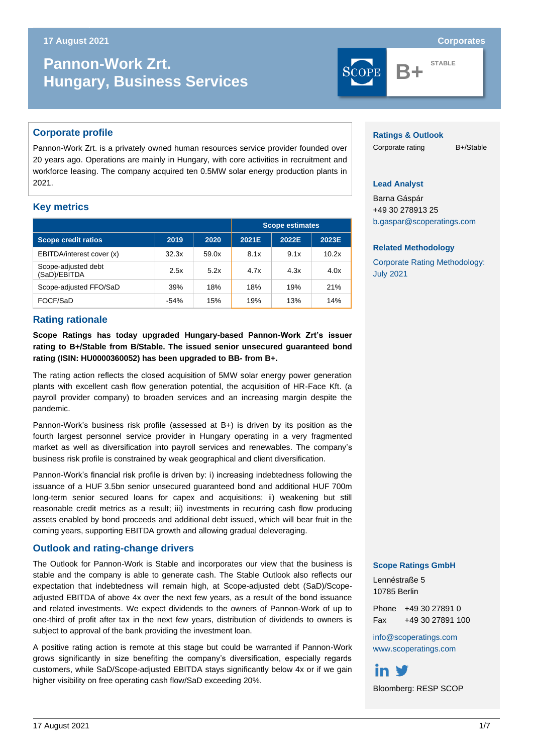17 August 2021

Corporates

# Pannon-Work Zrt. Hungary, Business Services

B+ STABLE

## Corporate profile

Pannon-Work Zrt. is a privately owned human resources service provider founded over 20 years ago. Operations are mainly in Hungary, with core activities in recruitment and workforce leasing. The company acquired ten 0.5MW solar energy production plants in 2021.

## Key metrics

| | | | Scope estimates | | |
|---|---|---|---|---|---|
| Scope credit ratios | 2019 | 2020 | 2021E | 2022E | 2023E |
| EBITDA/interest cover (x) | 32.3x | 59.0x | 8.1x | 9.1x | 10.2x |
| Scope-adjusted debt (SaD)/EBITDA | 2.5x | 5.2x | 4.7x | 4.3x | 4.0x |
| Scope-adjusted FFO/SaD | 39% | 18% | 18% | 19% | 21% |
| FOCF/SaD | -54% | 15% | 19% | 13% | 14% |

## Rating rationale

**Scope Ratings has today upgraded Hungary-based Pannon-Work Zrt's issuer rating to B+/Stable from B/Stable. The issued senior unsecured guaranteed bond rating (ISIN: HU0000360052) has been upgraded to BB- from B+.**

The rating action reflects the closed acquisition of 5MW solar energy power generation plants with excellent cash flow generation potential, the acquisition of HR-Face Kft. (a payroll provider company) to broaden services and an increasing margin despite the pandemic.

Pannon-Work's business risk profile (assessed at B+) is driven by its position as the fourth largest personnel service provider in Hungary operating in a very fragmented market as well as diversification into payroll services and renewables. The company's business risk profile is constrained by weak geographical and client diversification.

Pannon-Work's financial risk profile is driven by: i) increasing indebtedness following the issuance of a HUF 3.5bn senior unsecured guaranteed bond and additional HUF 700m long-term senior secured loans for capex and acquisitions; ii) weakening but still reasonable credit metrics as a result; iii) investments in recurring cash flow producing assets enabled by bond proceeds and additional debt issued, which will bear fruit in the coming years, supporting EBITDA growth and allowing gradual deleveraging.

## Outlook and rating-change drivers

The Outlook for Pannon-Work is Stable and incorporates our view that the business is stable and the company is able to generate cash. The Stable Outlook also reflects our expectation that indebtedness will remain high, at Scope-adjusted debt (SaD)/Scope-adjusted EBITDA of above 4x over the next few years, as a result of the bond issuance and related investments. We expect dividends to the owners of Pannon-Work of up to one-third of profit after tax in the next few years, distribution of dividends to owners is subject to approval of the bank providing the investment loan.

A positive rating action is remote at this stage but could be warranted if Pannon-Work grows significantly in size benefiting the company's diversification, especially regards customers, while SaD/Scope-adjusted EBITDA stays significantly below 4x or if we gain higher visibility on free operating cash flow/SaD exceeding 20%.

### Ratings & Outlook

Corporate rating B+/Stable

### Lead Analyst

Barna Gáspár
+49 30 278913 25
b.gaspar@scoperatings.com

### Related Methodology

Corporate Rating Methodology: July 2021

### Scope Ratings GmbH

Lennéstraße 5
10785 Berlin

Phone +49 30 27891 0
Fax +49 30 27891 100

info@scoperatings.com
www.scoperatings.com

Bloomberg: RESP SCOP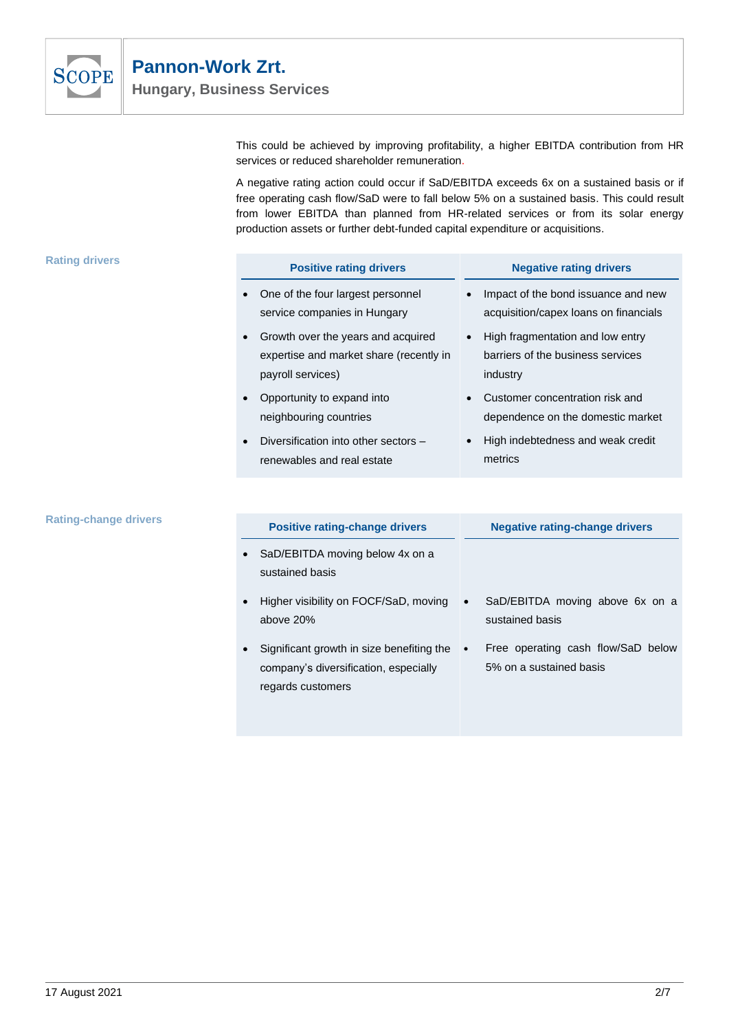This could be achieved by improving profitability, a higher EBITDA contribution from HR services or reduced shareholder remuneration.

A negative rating action could occur if SaD/EBITDA exceeds 6x on a sustained basis or if free operating cash flow/SaD were to fall below 5% on a sustained basis. This could result from lower EBITDA than planned from HR-related services or from its solar energy production assets or further debt-funded capital expenditure or acquisitions.

## Rating drivers

| Positive rating drivers | Negative rating drivers |
|---|---|
| • One of the four largest personnel service companies in Hungary | • Impact of the bond issuance and new acquisition/capex loans on financials |
| • Growth over the years and acquired expertise and market share (recently in payroll services) | • High fragmentation and low entry barriers of the business services industry |
| • Opportunity to expand into neighbouring countries | • Customer concentration risk and dependence on the domestic market |
| • Diversification into other sectors – renewables and real estate | • High indebtedness and weak credit metrics |

## Rating-change drivers

| Positive rating-change drivers | Negative rating-change drivers |
|---|---|
| • SaD/EBITDA moving below 4x on a sustained basis | |
| • Higher visibility on FOCF/SaD, moving above 20% | • SaD/EBITDA moving above 6x on a sustained basis |
| • Significant growth in size benefiting the company's diversification, especially regards customers | • Free operating cash flow/SaD below 5% on a sustained basis |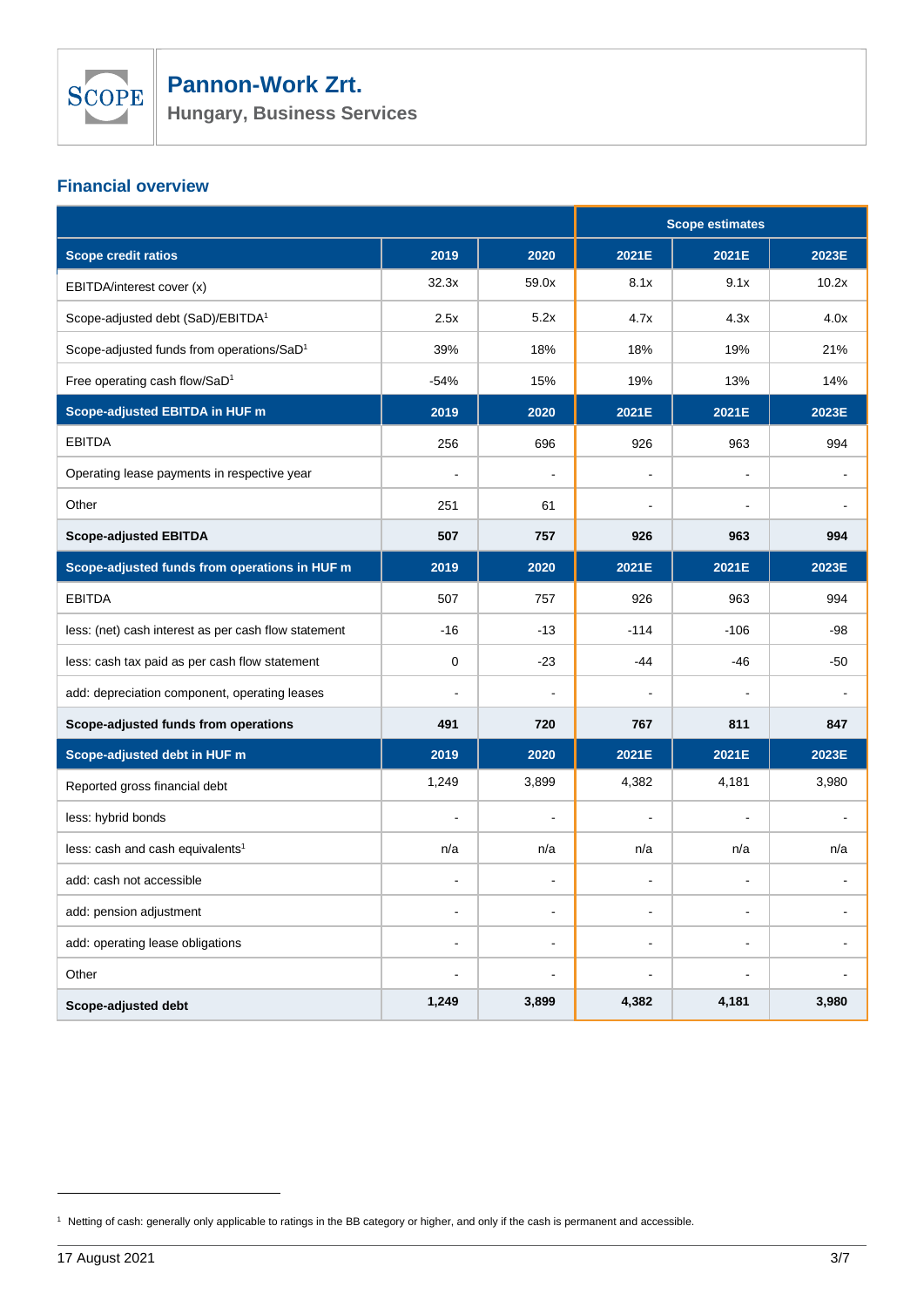## Financial overview

| | | | Scope estimates | | |
|---|---|---|---|---|---|
| **Scope credit ratios** | **2019** | **2020** | **2021E** | **2021E** | **2023E** |
| EBITDA/interest cover (x) | 32.3x | 59.0x | 8.1x | 9.1x | 10.2x |
| Scope-adjusted debt (SaD)/EBITDA[1] | 2.5x | 5.2x | 4.7x | 4.3x | 4.0x |
| Scope-adjusted funds from operations/SaD[1] | 39% | 18% | 18% | 19% | 21% |
| Free operating cash flow/SaD[1] | -54% | 15% | 19% | 13% | 14% |
| **Scope-adjusted EBITDA in HUF m** | **2019** | **2020** | **2021E** | **2021E** | **2023E** |
| EBITDA | 256 | 696 | 926 | 963 | 994 |
| Operating lease payments in respective year | - | - | - | - | - |
| Other | 251 | 61 | - | - | - |
| **Scope-adjusted EBITDA** | **507** | **757** | **926** | **963** | **994** |
| **Scope-adjusted funds from operations in HUF m** | **2019** | **2020** | **2021E** | **2021E** | **2023E** |
| EBITDA | 507 | 757 | 926 | 963 | 994 |
| less: (net) cash interest as per cash flow statement | -16 | -13 | -114 | -106 | -98 |
| less: cash tax paid as per cash flow statement | 0 | -23 | -44 | -46 | -50 |
| add: depreciation component, operating leases | - | - | - | - | - |
| **Scope-adjusted funds from operations** | **491** | **720** | **767** | **811** | **847** |
| **Scope-adjusted debt in HUF m** | **2019** | **2020** | **2021E** | **2021E** | **2023E** |
| Reported gross financial debt | 1,249 | 3,899 | 4,382 | 4,181 | 3,980 |
| less: hybrid bonds | - | - | - | - | - |
| less: cash and cash equivalents[1] | n/a | n/a | n/a | n/a | n/a |
| add: cash not accessible | - | - | - | - | - |
| add: pension adjustment | - | - | - | - | - |
| add: operating lease obligations | - | - | - | - | - |
| Other | - | - | - | - | - |
| **Scope-adjusted debt** | **1,249** | **3,899** | **4,382** | **4,181** | **3,980** |

[1] Netting of cash: generally only applicable to ratings in the BB category or higher, and only if the cash is permanent and accessible.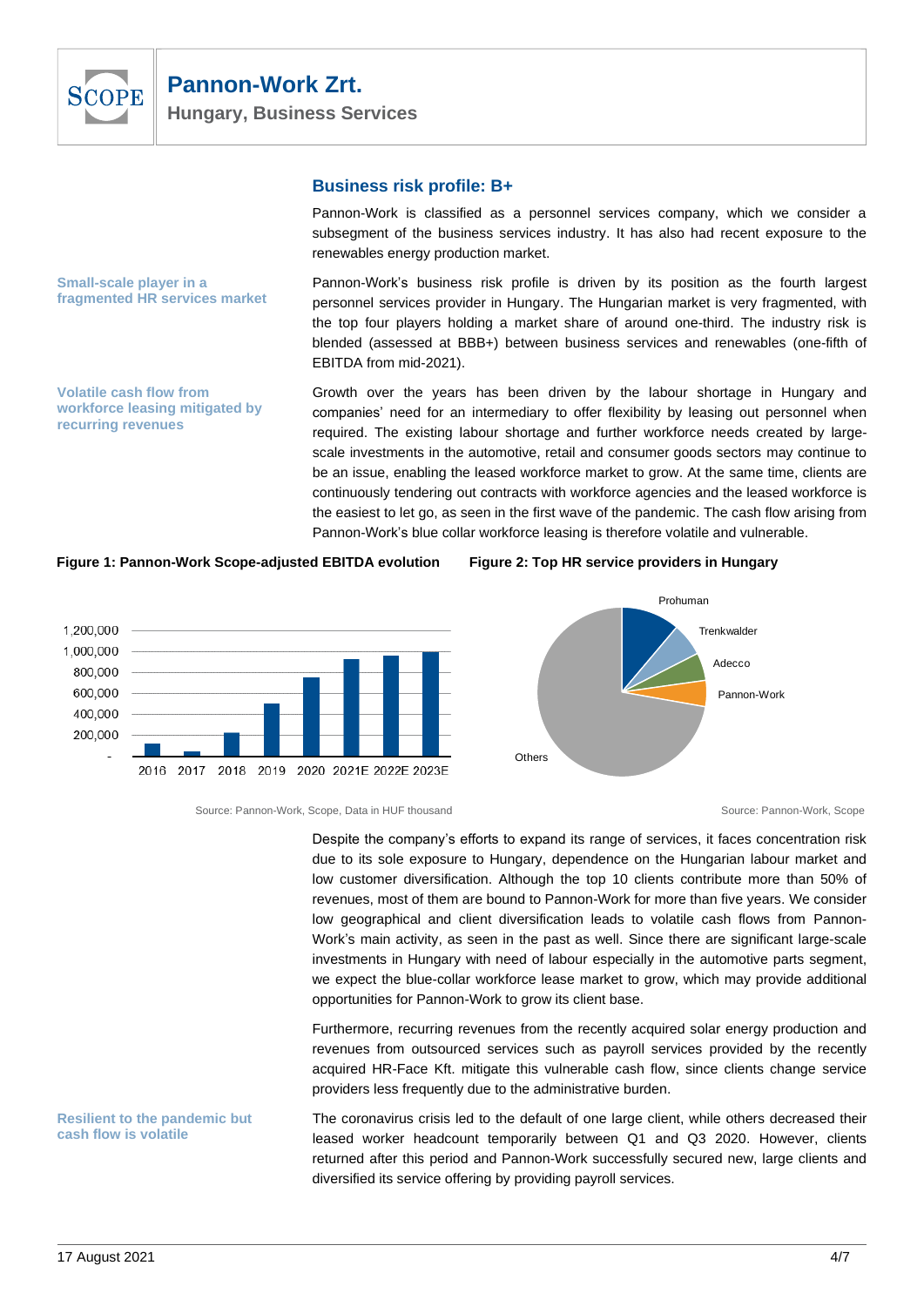## Business risk profile: B+

Pannon-Work is classified as a personnel services company, which we consider a subsegment of the business services industry. It has also had recent exposure to the renewables energy production market.

**Small-scale player in a fragmented HR services market**

Pannon-Work's business risk profile is driven by its position as the fourth largest personnel services provider in Hungary. The Hungarian market is very fragmented, with the top four players holding a market share of around one-third. The industry risk is blended (assessed at BBB+) between business services and renewables (one-fifth of EBITDA from mid-2021).

**Volatile cash flow from workforce leasing mitigated by recurring revenues**

Growth over the years has been driven by the labour shortage in Hungary and companies' need for an intermediary to offer flexibility by leasing out personnel when required. The existing labour shortage and further workforce needs created by large-scale investments in the automotive, retail and consumer goods sectors may continue to be an issue, enabling the leased workforce market to grow. At the same time, clients are continuously tendering out contracts with workforce agencies and the leased workforce is the easiest to let go, as seen in the first wave of the pandemic. The cash flow arising from Pannon-Work's blue collar workforce leasing is therefore volatile and vulnerable.

**Figure 1: Pannon-Work Scope-adjusted EBITDA evolution**

Source: Pannon-Work, Scope, Data in HUF thousand

**Figure 2: Top HR service providers in Hungary**

Source: Pannon-Work, Scope

Despite the company's efforts to expand its range of services, it faces concentration risk due to its sole exposure to Hungary, dependence on the Hungarian labour market and low customer diversification. Although the top 10 clients contribute more than 50% of revenues, most of them are bound to Pannon-Work for more than five years. We consider low geographical and client diversification leads to volatile cash flows from Pannon-Work's main activity, as seen in the past as well. Since there are significant large-scale investments in Hungary with need of labour especially in the automotive parts segment, we expect the blue-collar workforce lease market to grow, which may provide additional opportunities for Pannon-Work to grow its client base.

Furthermore, recurring revenues from the recently acquired solar energy production and revenues from outsourced services such as payroll services provided by the recently acquired HR-Face Kft. mitigate this vulnerable cash flow, since clients change service providers less frequently due to the administrative burden.

**Resilient to the pandemic but cash flow is volatile**

The coronavirus crisis led to the default of one large client, while others decreased their leased worker headcount temporarily between Q1 and Q3 2020. However, clients returned after this period and Pannon-Work successfully secured new, large clients and diversified its service offering by providing payroll services.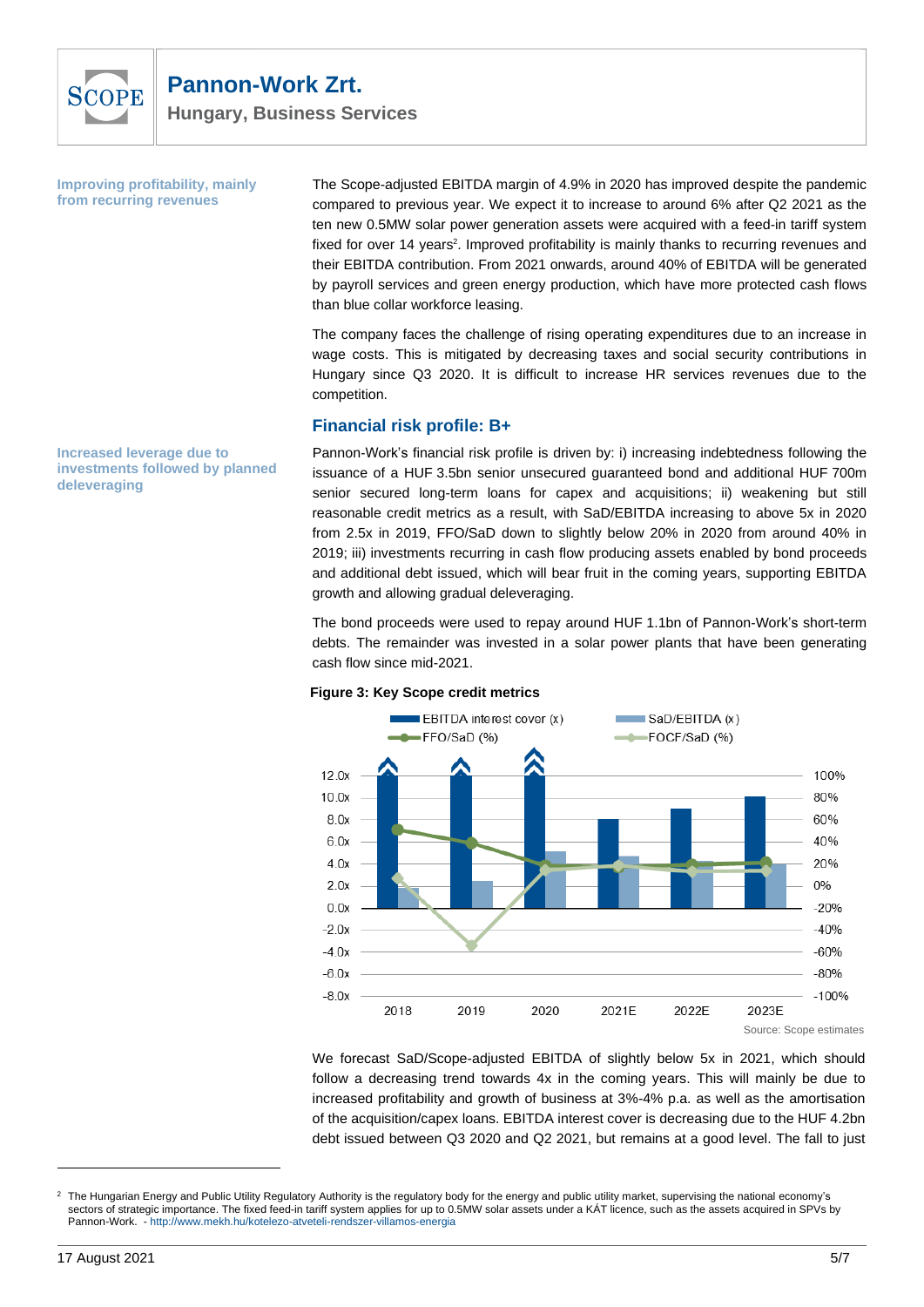**Improving profitability, mainly from recurring revenues**

The Scope-adjusted EBITDA margin of 4.9% in 2020 has improved despite the pandemic compared to previous year. We expect it to increase to around 6% after Q2 2021 as the ten new 0.5MW solar power generation assets were acquired with a feed-in tariff system fixed for over 14 years[2]. Improved profitability is mainly thanks to recurring revenues and their EBITDA contribution. From 2021 onwards, around 40% of EBITDA will be generated by payroll services and green energy production, which have more protected cash flows than blue collar workforce leasing.

The company faces the challenge of rising operating expenditures due to an increase in wage costs. This is mitigated by decreasing taxes and social security contributions in Hungary since Q3 2020. It is difficult to increase HR services revenues due to the competition.

## Financial risk profile: B+

**Increased leverage due to investments followed by planned deleveraging**

Pannon-Work's financial risk profile is driven by: i) increasing indebtedness following the issuance of a HUF 3.5bn senior unsecured guaranteed bond and additional HUF 700m senior secured long-term loans for capex and acquisitions; ii) weakening but still reasonable credit metrics as a result, with SaD/EBITDA increasing to above 5x in 2020 from 2.5x in 2019, FFO/SaD down to slightly below 20% in 2020 from around 40% in 2019; iii) investments recurring in cash flow producing assets enabled by bond proceeds and additional debt issued, which will bear fruit in the coming years, supporting EBITDA growth and allowing gradual deleveraging.

The bond proceeds were used to repay around HUF 1.1bn of Pannon-Work's short-term debts. The remainder was invested in a solar power plants that have been generating cash flow since mid-2021.

**Figure 3: Key Scope credit metrics**

Source: Scope estimates

We forecast SaD/Scope-adjusted EBITDA of slightly below 5x in 2021, which should follow a decreasing trend towards 4x in the coming years. This will mainly be due to increased profitability and growth of business at 3%-4% p.a. as well as the amortisation of the acquisition/capex loans. EBITDA interest cover is decreasing due to the HUF 4.2bn debt issued between Q3 2020 and Q2 2021, but remains at a good level. The fall to just

---

[2] The Hungarian Energy and Public Utility Regulatory Authority is the regulatory body for the energy and public utility market, supervising the national economy's sectors of strategic importance. The fixed feed-in tariff system applies for up to 0.5MW solar assets under a KÁT licence, such as the assets acquired in SPVs by Pannon-Work. - http://www.mekh.hu/kotelezo-atveteli-rendszer-villamos-energia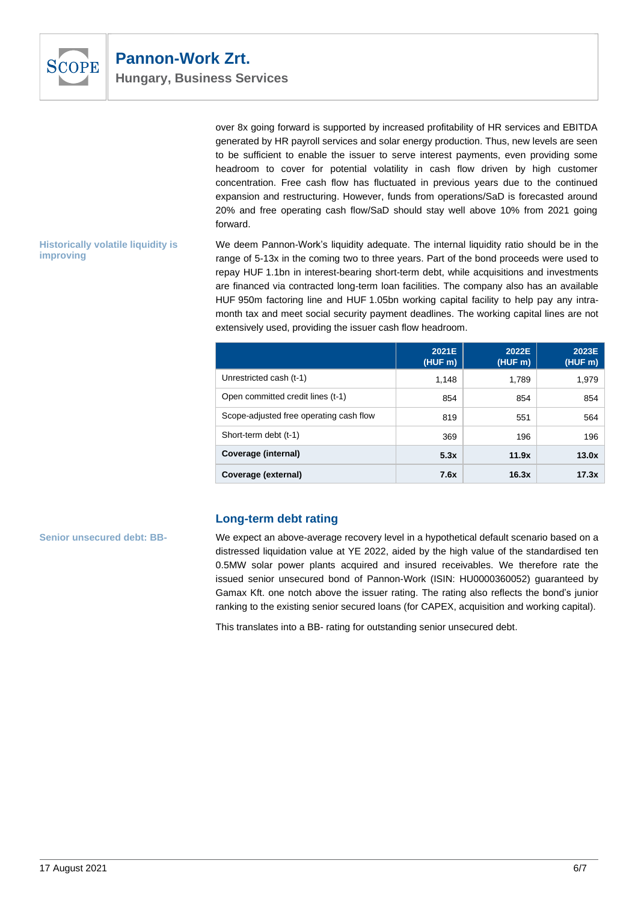over 8x going forward is supported by increased profitability of HR services and EBITDA generated by HR payroll services and solar energy production. Thus, new levels are seen to be sufficient to enable the issuer to serve interest payments, even providing some headroom to cover for potential volatility in cash flow driven by high customer concentration. Free cash flow has fluctuated in previous years due to the continued expansion and restructuring. However, funds from operations/SaD is forecasted around 20% and free operating cash flow/SaD should stay well above 10% from 2021 going forward.

**Historically volatile liquidity is improving**

We deem Pannon-Work's liquidity adequate. The internal liquidity ratio should be in the range of 5-13x in the coming two to three years. Part of the bond proceeds were used to repay HUF 1.1bn in interest-bearing short-term debt, while acquisitions and investments are financed via contracted long-term loan facilities. The company also has an available HUF 950m factoring line and HUF 1.05bn working capital facility to help pay any intra-month tax and meet social security payment deadlines. The working capital lines are not extensively used, providing the issuer cash flow headroom.

| | 2021E (HUF m) | 2022E (HUF m) | 2023E (HUF m) |
|---|---|---|---|
| Unrestricted cash (t-1) | 1,148 | 1,789 | 1,979 |
| Open committed credit lines (t-1) | 854 | 854 | 854 |
| Scope-adjusted free operating cash flow | 819 | 551 | 564 |
| Short-term debt (t-1) | 369 | 196 | 196 |
| **Coverage (internal)** | **5.3x** | **11.9x** | **13.0x** |
| **Coverage (external)** | **7.6x** | **16.3x** | **17.3x** |

## Long-term debt rating

**Senior unsecured debt: BB-**

We expect an above-average recovery level in a hypothetical default scenario based on a distressed liquidation value at YE 2022, aided by the high value of the standardised ten 0.5MW solar power plants acquired and insured receivables. We therefore rate the issued senior unsecured bond of Pannon-Work (ISIN: HU0000360052) guaranteed by Gamax Kft. one notch above the issuer rating. The rating also reflects the bond's junior ranking to the existing senior secured loans (for CAPEX, acquisition and working capital).

This translates into a BB- rating for outstanding senior unsecured debt.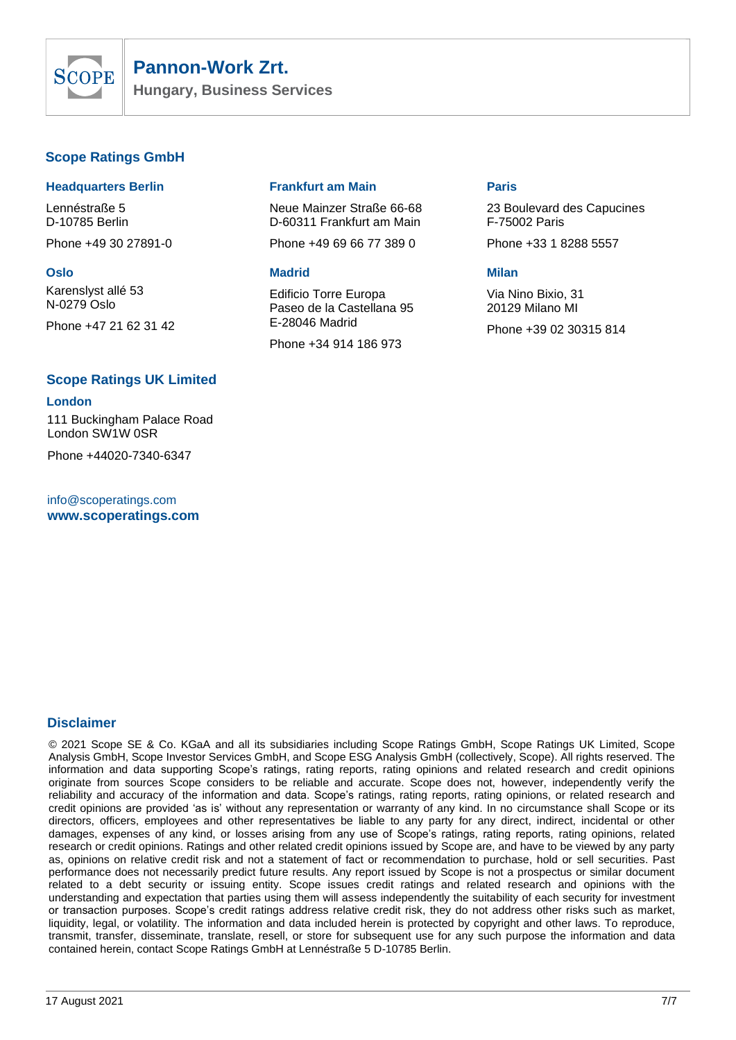## Scope Ratings GmbH

### Headquarters Berlin

Lennéstraße 5
D-10785 Berlin

Phone +49 30 27891-0

### Frankfurt am Main

Neue Mainzer Straße 66-68
D-60311 Frankfurt am Main

Phone +49 69 66 77 389 0

### Paris

23 Boulevard des Capucines
F-75002 Paris

Phone +33 1 8288 5557

### Oslo

Karenslyst allé 53
N-0279 Oslo

Phone +47 21 62 31 42

### Madrid

Edificio Torre Europa
Paseo de la Castellana 95
E-28046 Madrid

Phone +34 914 186 973

### Milan

Via Nino Bixio, 31
20129 Milano MI

Phone +39 02 30315 814

## Scope Ratings UK Limited

### London

111 Buckingham Palace Road
London SW1W 0SR

Phone +44020-7340-6347

info@scoperatings.com
**www.scoperatings.com**

## Disclaimer

© 2021 Scope SE & Co. KGaA and all its subsidiaries including Scope Ratings GmbH, Scope Ratings UK Limited, Scope Analysis GmbH, Scope Investor Services GmbH, and Scope ESG Analysis GmbH (collectively, Scope). All rights reserved. The information and data supporting Scope's ratings, rating reports, rating opinions and related research and credit opinions originate from sources Scope considers to be reliable and accurate. Scope does not, however, independently verify the reliability and accuracy of the information and data. Scope's ratings, rating reports, rating opinions, or related research and credit opinions are provided 'as is' without any representation or warranty of any kind. In no circumstance shall Scope or its directors, officers, employees and other representatives be liable to any party for any direct, indirect, incidental or other damages, expenses of any kind, or losses arising from any use of Scope's ratings, rating reports, rating opinions, related research or credit opinions. Ratings and other related credit opinions issued by Scope are, and have to be viewed by any party as, opinions on relative credit risk and not a statement of fact or recommendation to purchase, hold or sell securities. Past performance does not necessarily predict future results. Any report issued by Scope is not a prospectus or similar document related to a debt security or issuing entity. Scope issues credit ratings and related research and opinions with the understanding and expectation that parties using them will assess independently the suitability of each security for investment or transaction purposes. Scope's credit ratings address relative credit risk, they do not address other risks such as market, liquidity, legal, or volatility. The information and data included herein is protected by copyright and other laws. To reproduce, transmit, transfer, disseminate, translate, resell, or store for subsequent use for any such purpose the information and data contained herein, contact Scope Ratings GmbH at Lennéstraße 5 D-10785 Berlin.